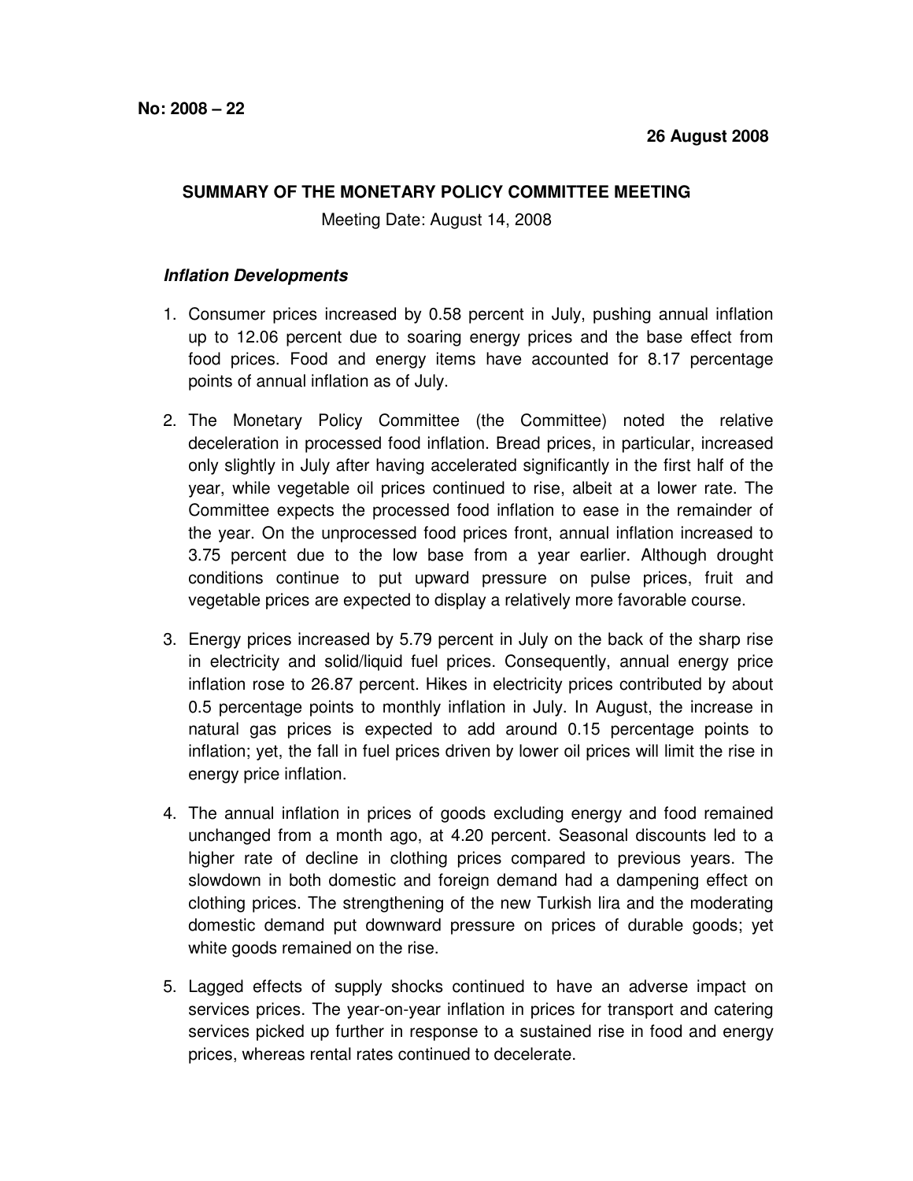**No: 2008 – 22**

**26 August 2008**

## SUMMARY OF THE MONETARY POLICY COMMITTEE MEETING

Meeting Date: August 14, 2008

### *Inflation Developments*

1. Consumer prices increased by 0.58 percent in July, pushing annual inflation up to 12.06 percent due to soaring energy prices and the base effect from food prices. Food and energy items have accounted for 8.17 percentage points of annual inflation as of July.

2. The Monetary Policy Committee (the Committee) noted the relative deceleration in processed food inflation. Bread prices, in particular, increased only slightly in July after having accelerated significantly in the first half of the year, while vegetable oil prices continued to rise, albeit at a lower rate. The Committee expects the processed food inflation to ease in the remainder of the year. On the unprocessed food prices front, annual inflation increased to 3.75 percent due to the low base from a year earlier. Although drought conditions continue to put upward pressure on pulse prices, fruit and vegetable prices are expected to display a relatively more favorable course.

3. Energy prices increased by 5.79 percent in July on the back of the sharp rise in electricity and solid/liquid fuel prices. Consequently, annual energy price inflation rose to 26.87 percent. Hikes in electricity prices contributed by about 0.5 percentage points to monthly inflation in July. In August, the increase in natural gas prices is expected to add around 0.15 percentage points to inflation; yet, the fall in fuel prices driven by lower oil prices will limit the rise in energy price inflation.

4. The annual inflation in prices of goods excluding energy and food remained unchanged from a month ago, at 4.20 percent. Seasonal discounts led to a higher rate of decline in clothing prices compared to previous years. The slowdown in both domestic and foreign demand had a dampening effect on clothing prices. The strengthening of the new Turkish lira and the moderating domestic demand put downward pressure on prices of durable goods; yet white goods remained on the rise.

5. Lagged effects of supply shocks continued to have an adverse impact on services prices. The year-on-year inflation in prices for transport and catering services picked up further in response to a sustained rise in food and energy prices, whereas rental rates continued to decelerate.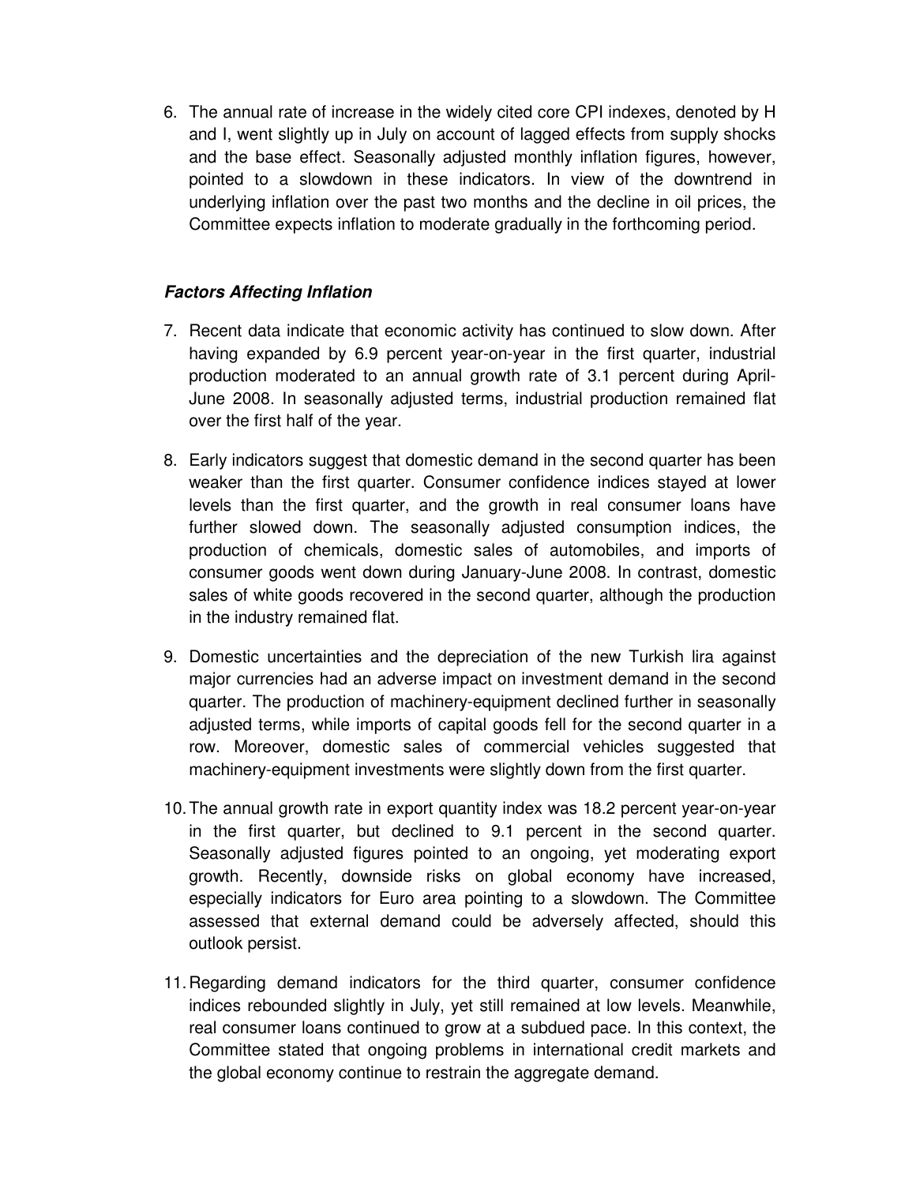6. The annual rate of increase in the widely cited core CPI indexes, denoted by H and I, went slightly up in July on account of lagged effects from supply shocks and the base effect. Seasonally adjusted monthly inflation figures, however, pointed to a slowdown in these indicators. In view of the downtrend in underlying inflation over the past two months and the decline in oil prices, the Committee expects inflation to moderate gradually in the forthcoming period.

***Factors Affecting Inflation***

7. Recent data indicate that economic activity has continued to slow down. After having expanded by 6.9 percent year-on-year in the first quarter, industrial production moderated to an annual growth rate of 3.1 percent during April-June 2008. In seasonally adjusted terms, industrial production remained flat over the first half of the year.

8. Early indicators suggest that domestic demand in the second quarter has been weaker than the first quarter. Consumer confidence indices stayed at lower levels than the first quarter, and the growth in real consumer loans have further slowed down. The seasonally adjusted consumption indices, the production of chemicals, domestic sales of automobiles, and imports of consumer goods went down during January-June 2008. In contrast, domestic sales of white goods recovered in the second quarter, although the production in the industry remained flat.

9. Domestic uncertainties and the depreciation of the new Turkish lira against major currencies had an adverse impact on investment demand in the second quarter. The production of machinery-equipment declined further in seasonally adjusted terms, while imports of capital goods fell for the second quarter in a row. Moreover, domestic sales of commercial vehicles suggested that machinery-equipment investments were slightly down from the first quarter.

10. The annual growth rate in export quantity index was 18.2 percent year-on-year in the first quarter, but declined to 9.1 percent in the second quarter. Seasonally adjusted figures pointed to an ongoing, yet moderating export growth. Recently, downside risks on global economy have increased, especially indicators for Euro area pointing to a slowdown. The Committee assessed that external demand could be adversely affected, should this outlook persist.

11. Regarding demand indicators for the third quarter, consumer confidence indices rebounded slightly in July, yet still remained at low levels. Meanwhile, real consumer loans continued to grow at a subdued pace. In this context, the Committee stated that ongoing problems in international credit markets and the global economy continue to restrain the aggregate demand.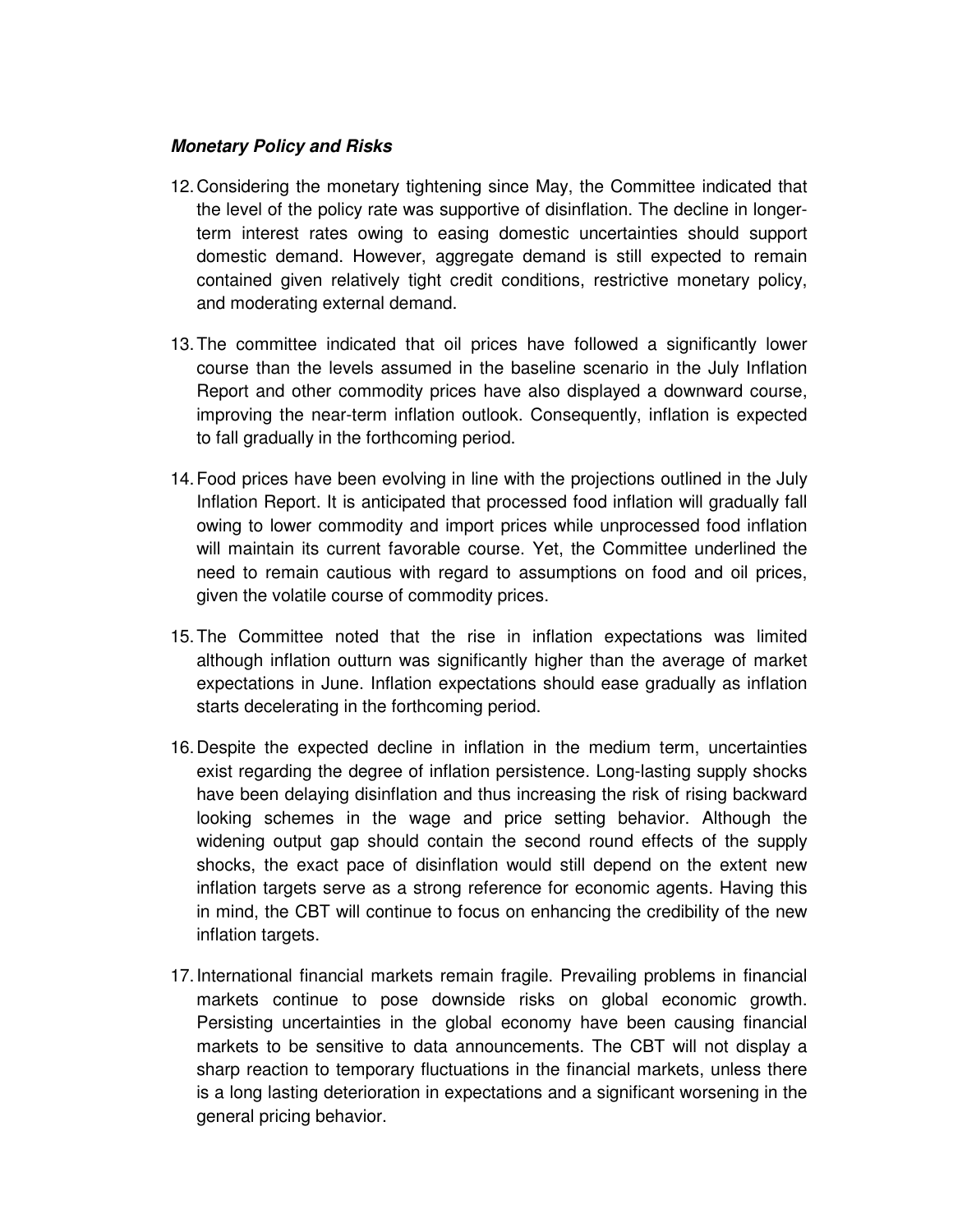***Monetary Policy and Risks***

12. Considering the monetary tightening since May, the Committee indicated that the level of the policy rate was supportive of disinflation. The decline in longer-term interest rates owing to easing domestic uncertainties should support domestic demand. However, aggregate demand is still expected to remain contained given relatively tight credit conditions, restrictive monetary policy, and moderating external demand.

13. The committee indicated that oil prices have followed a significantly lower course than the levels assumed in the baseline scenario in the July Inflation Report and other commodity prices have also displayed a downward course, improving the near-term inflation outlook. Consequently, inflation is expected to fall gradually in the forthcoming period.

14. Food prices have been evolving in line with the projections outlined in the July Inflation Report. It is anticipated that processed food inflation will gradually fall owing to lower commodity and import prices while unprocessed food inflation will maintain its current favorable course. Yet, the Committee underlined the need to remain cautious with regard to assumptions on food and oil prices, given the volatile course of commodity prices.

15. The Committee noted that the rise in inflation expectations was limited although inflation outturn was significantly higher than the average of market expectations in June. Inflation expectations should ease gradually as inflation starts decelerating in the forthcoming period.

16. Despite the expected decline in inflation in the medium term, uncertainties exist regarding the degree of inflation persistence. Long-lasting supply shocks have been delaying disinflation and thus increasing the risk of rising backward looking schemes in the wage and price setting behavior. Although the widening output gap should contain the second round effects of the supply shocks, the exact pace of disinflation would still depend on the extent new inflation targets serve as a strong reference for economic agents. Having this in mind, the CBT will continue to focus on enhancing the credibility of the new inflation targets.

17. International financial markets remain fragile. Prevailing problems in financial markets continue to pose downside risks on global economic growth. Persisting uncertainties in the global economy have been causing financial markets to be sensitive to data announcements. The CBT will not display a sharp reaction to temporary fluctuations in the financial markets, unless there is a long lasting deterioration in expectations and a significant worsening in the general pricing behavior.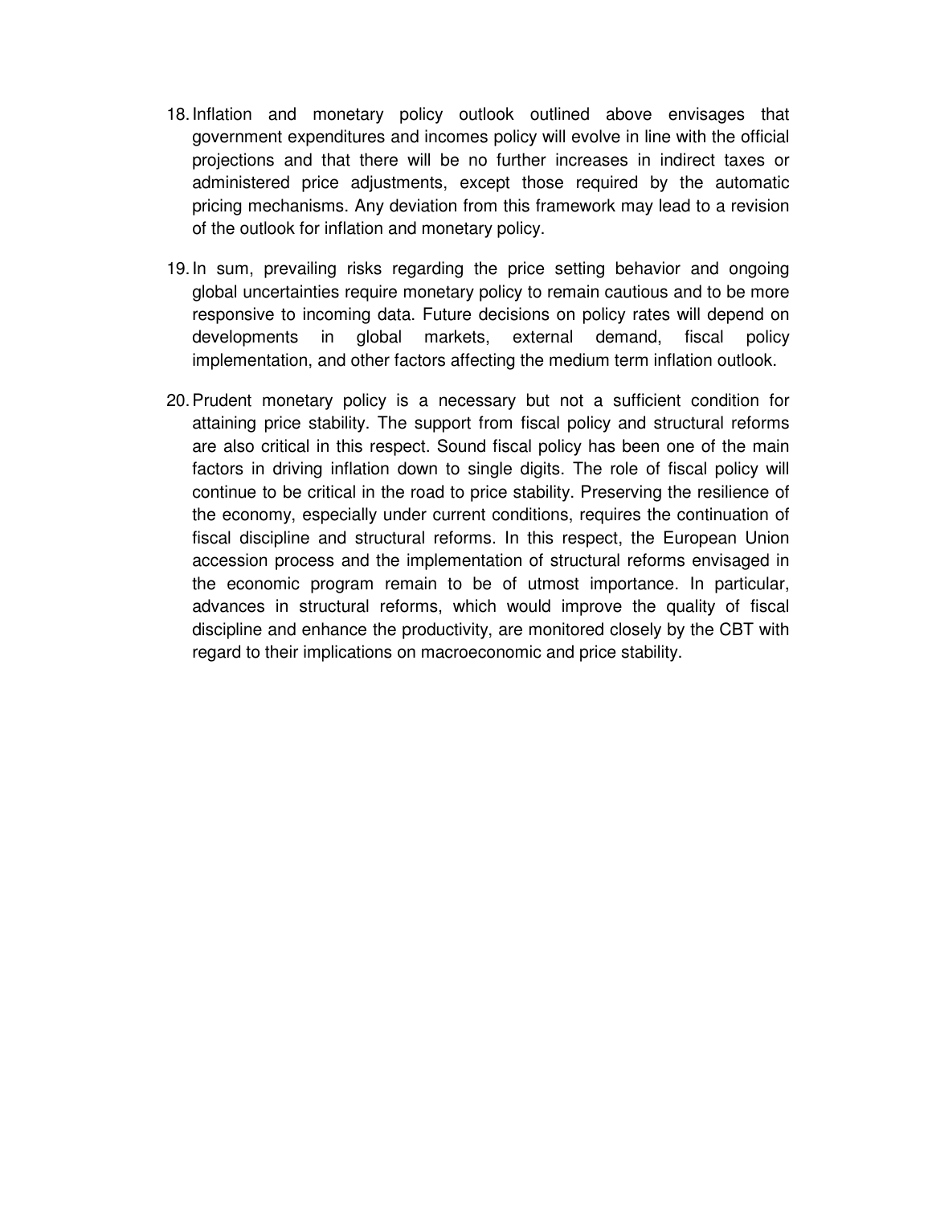18. Inflation and monetary policy outlook outlined above envisages that government expenditures and incomes policy will evolve in line with the official projections and that there will be no further increases in indirect taxes or administered price adjustments, except those required by the automatic pricing mechanisms. Any deviation from this framework may lead to a revision of the outlook for inflation and monetary policy.

19. In sum, prevailing risks regarding the price setting behavior and ongoing global uncertainties require monetary policy to remain cautious and to be more responsive to incoming data. Future decisions on policy rates will depend on developments in global markets, external demand, fiscal policy implementation, and other factors affecting the medium term inflation outlook.

20. Prudent monetary policy is a necessary but not a sufficient condition for attaining price stability. The support from fiscal policy and structural reforms are also critical in this respect. Sound fiscal policy has been one of the main factors in driving inflation down to single digits. The role of fiscal policy will continue to be critical in the road to price stability. Preserving the resilience of the economy, especially under current conditions, requires the continuation of fiscal discipline and structural reforms. In this respect, the European Union accession process and the implementation of structural reforms envisaged in the economic program remain to be of utmost importance. In particular, advances in structural reforms, which would improve the quality of fiscal discipline and enhance the productivity, are monitored closely by the CBT with regard to their implications on macroeconomic and price stability.